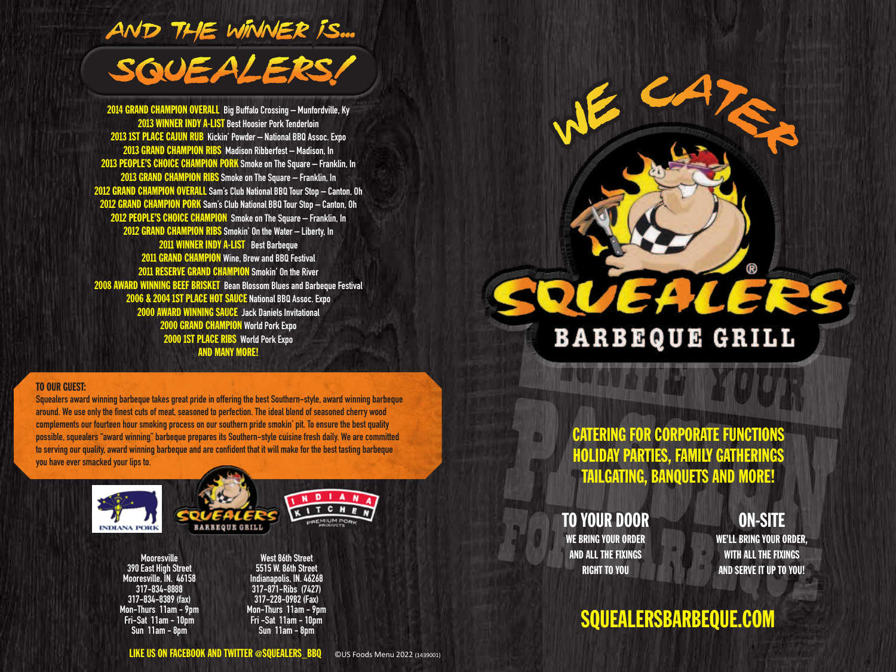# AND THE WINNER IS... SQUEALERS!

**2014 GRAND CHAMPION OVERALL** Big Buffalo Crossing – Munfordville, Ky
**2013 WINNER INDY A-LIST** Best Hoosier Pork Tenderloin
**2013 1ST PLACE CAJUN RUB** Kickin' Powder – National BBQ Assoc. Expo
**2013 GRAND CHAMPION RIBS** Madison Ribberfest – Madison, In
**2013 PEOPLE'S CHOICE CHAMPION PORK** Smoke on The Square – Franklin, In
**2013 GRAND CHAMPION RIBS** Smoke on The Square – Franklin, In
**2012 GRAND CHAMPION OVERALL** Sam's Club National BBQ Tour Stop – Canton, Oh
**2012 GRAND CHAMPION PORK** Sam's Club National BBQ Tour Stop – Canton, Oh
**2012 PEOPLE'S CHOICE CHAMPION** Smoke on The Square – Franklin, In
**2012 GRAND CHAMPION RIBS** Smokin' On the Water – Liberty, In
**2011 WINNER INDY A-LIST** Best Barbeque
**2011 GRAND CHAMPION** Wine, Brew and BBQ Festival
**2011 RESERVE GRAND CHAMPION** Smokin' On the River
**2008 AWARD WINNING BEEF BRISKET** Bean Blossom Blues and Barbeque Festival
**2006 & 2004 1ST PLACE HOT SAUCE** National BBQ Assoc. Expo
**2000 AWARD WINNING SAUCE** Jack Daniels Invitational
**2000 GRAND CHAMPION** World Pork Expo
**2000 1ST PLACE RIBS** World Pork Expo
**AND MANY MORE!**

**TO OUR GUEST:**
Squealers award winning barbeque takes great pride in offering the best Southern-style, award winning barbeque around. We use only the finest cuts of meat, seasoned to perfection. The ideal blend of seasoned cherry wood complements our fourteen hour smoking process on our southern pride smokin' pit. To ensure the best quality possible, squealers "award winning" barbeque prepares its Southern-style cuisine fresh daily. We are committed to serving our quality, award winning barbeque and are confident that it will make for the best tasting barbeque you have ever smacked your lips to.

INDIANA PORK | SQUEALERS BARBEQUE GRILL | INDIANA KITCHEN PREMIUM PORK PRODUCTS

**Mooresville**
390 East High Street
Mooresville, IN. 46158
317-834-8888
317-834-8389 (fax)
Mon-Thurs 11am - 9pm
Fri-Sat 11am - 10pm
Sun 11am - 8pm

**West 86th Street**
5515 W. 86th Street
Indianapolis, IN. 46268
317-871-Ribs (7427)
317-228-0982 (Fax)
Mon-Thurs 11am - 9pm
Fri -Sat 11am - 10pm
Sun 11am - 8pm

**LIKE US ON FACEBOOK AND TWITTER @SQUEALERS_BBQ**

©US Foods Menu 2022 (1439001)

# WE CATER

## SQUEALERS® BARBEQUE GRILL

IGNITE YOUR PASSION FOR BARBEQUE

**CATERING FOR CORPORATE FUNCTIONS
HOLIDAY PARTIES, FAMILY GATHERINGS
TAILGATING, BANQUETS AND MORE!**

### TO YOUR DOOR
WE BRING YOUR ORDER
AND ALL THE FIXINGS
RIGHT TO YOU

### ON-SITE
WE'LL BRING YOUR ORDER,
WITH ALL THE FIXINGS
AND SERVE IT UP TO YOU!

**SQUEALERSBARBEQUE.COM**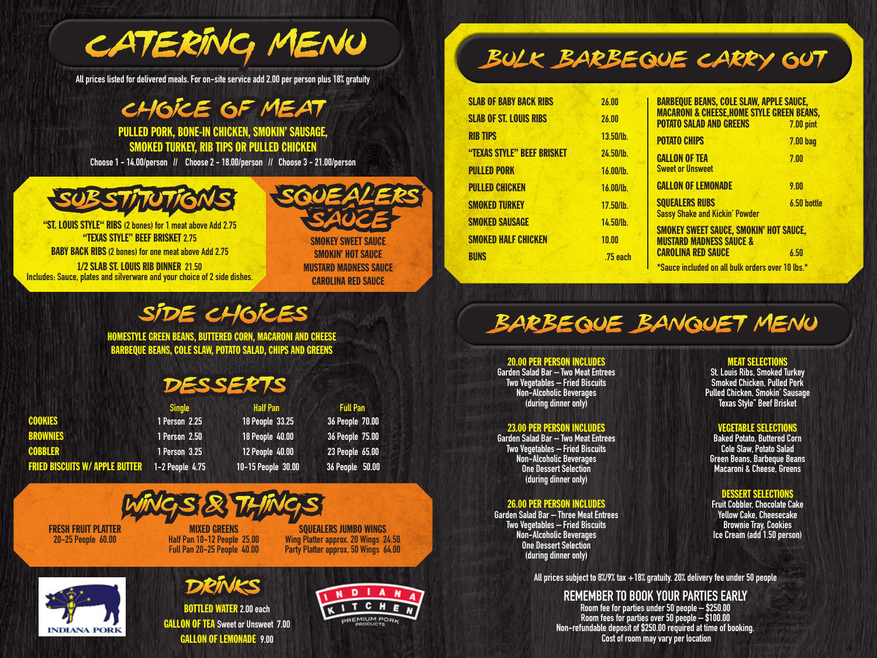# CATERING MENU

All prices listed for delivered meals. For on-site service add 2.00 per person plus 18% gratuity

## CHOICE OF MEAT

**PULLED PORK, BONE-IN CHICKEN, SMOKIN' SAUSAGE, SMOKED TURKEY, RIB TIPS OR PULLED CHICKEN**

Choose 1 - 14.00/person // Choose 2 - 18.00/person // Choose 3 - 21.00/person

## SUBSTITUTIONS

**"ST. LOUIS STYLE" RIBS** (2 bones) for 1 meat above Add 2.75

**"TEXAS STYLE" BEEF BRISKET** 2.75

**BABY BACK RIBS** (2 bones) for one meat above Add 2.75

**1/2 SLAB ST. LOUIS RIB DINNER** 21.50

Includes: Sauce, plates and silverware and your choice of 2 side dishes.

## SQUEALERS SAUCE

SMOKEY SWEET SAUCE
SMOKIN' HOT SAUCE
MUSTARD MADNESS SAUCE
CAROLINA RED SAUCE

## SIDE CHOICES

**HOMESTYLE GREEN BEANS, BUTTERED CORN, MACARONI AND CHEESE BARBEQUE BEANS, COLE SLAW, POTATO SALAD, CHIPS AND GREENS**

## DESSERTS

| | Single | Half Pan | Full Pan |
|---|---|---|---|
| **COOKIES** | 1 Person 2.25 | 18 People 33.25 | 36 People 70.00 |
| **BROWNIES** | 1 Person 2.50 | 18 People 40.00 | 36 People 75.00 |
| **COBBLER** | 1 Person 3.25 | 12 People 40.00 | 23 People 65.00 |
| **FRIED BISCUITS W/ APPLE BUTTER** | 1-2 People 4.75 | 10-15 People 30.00 | 36 People 50.00 |

## WINGS & THINGS

**FRESH FRUIT PLATTER**
20-25 People 60.00

**MIXED GREENS**
Half Pan 10-12 People 25.00
Full Pan 20-25 People 40.00

**SQUEALERS JUMBO WINGS**
Wing Platter approx. 20 Wings 24.50
Party Platter approx. 50 Wings 64.00

## DRINKS

**BOTTLED WATER** 2.00 each

**GALLON OF TEA** Sweet or Unsweet 7.00

**GALLON OF LEMONADE** 9.00

INDIANA PORK

INDIANA KITCHEN PREMIUM PORK PRODUCTS

# BULK BARBEQUE CARRY OUT

| | |
|---|---|
| SLAB OF BABY BACK RIBS | 26.00 |
| SLAB OF ST. LOUIS RIBS | 26.00 |
| RIB TIPS | 13.50/lb. |
| "TEXAS STYLE" BEEF BRISKET | 24.50/lb. |
| PULLED PORK | 16.00/lb. |
| PULLED CHICKEN | 16.00/lb. |
| SMOKED TURKEY | 17.50/lb. |
| SMOKED SAUSAGE | 14.50/lb. |
| SMOKED HALF CHICKEN | 10.00 |
| BUNS | .75 each |

| | |
|---|---|
| BARBEQUE BEANS, COLE SLAW, APPLE SAUCE, MACARONI & CHEESE, HOME STYLE GREEN BEANS, POTATO SALAD AND GREENS | 7.00 pint |
| POTATO CHIPS | 7.00 bag |
| GALLON OF TEA (Sweet or Unsweet) | 7.00 |
| GALLON OF LEMONADE | 9.00 |
| SQUEALERS RUBS (Sassy Shake and Kickin' Powder) | 6.50 bottle |
| SMOKEY SWEET SAUCE, SMOKIN' HOT SAUCE, MUSTARD MADNESS SAUCE & CAROLINA RED SAUCE | 6.50 |

*Sauce included on all bulk orders over 10 lbs.*

# BARBEQUE BANQUET MENU

**20.00 PER PERSON INCLUDES**
Garden Salad Bar – Two Meat Entrees
Two Vegetables – Fried Biscuits
Non-Alcoholic Beverages
(during dinner only)

**23.00 PER PERSON INCLUDES**
Garden Salad Bar – Two Meat Entrees
Two Vegetables – Fried Biscuits
Non-Alcoholic Beverages
One Dessert Selection
(during dinner only)

**26.00 PER PERSON INCLUDES**
Garden Salad Bar – Three Meat Entrees
Two Vegetables – Fried Biscuits
Non-Alcoholic Beverages
One Dessert Selection
(during dinner only)

**MEAT SELECTIONS**
St. Louis Ribs, Smoked Turkey
Smoked Chicken, Pulled Pork
Pulled Chicken, Smokin' Sausage
Texas Style" Beef Brisket

**VEGETABLE SELECTIONS**
Baked Potato, Buttered Corn
Cole Slaw, Potato Salad
Green Beans, Barbeque Beans
Macaroni & Cheese, Greens

**DESSERT SELECTIONS**
Fruit Cobbler, Chocolate Cake
Yellow Cake, Cheesecake
Brownie Tray, Cookies
Ice Cream (add 1.50 person)

All prices subject to 8%/9% tax +18% gratuity. 20% delivery fee under 50 people

**REMEMBER TO BOOK YOUR PARTIES EARLY**

Room fee for parties under 50 people – $250.00
Room fees for parties over 50 people – $100.00
Non-refundable deposit of $250.00 required at time of booking.
Cost of room may vary per location